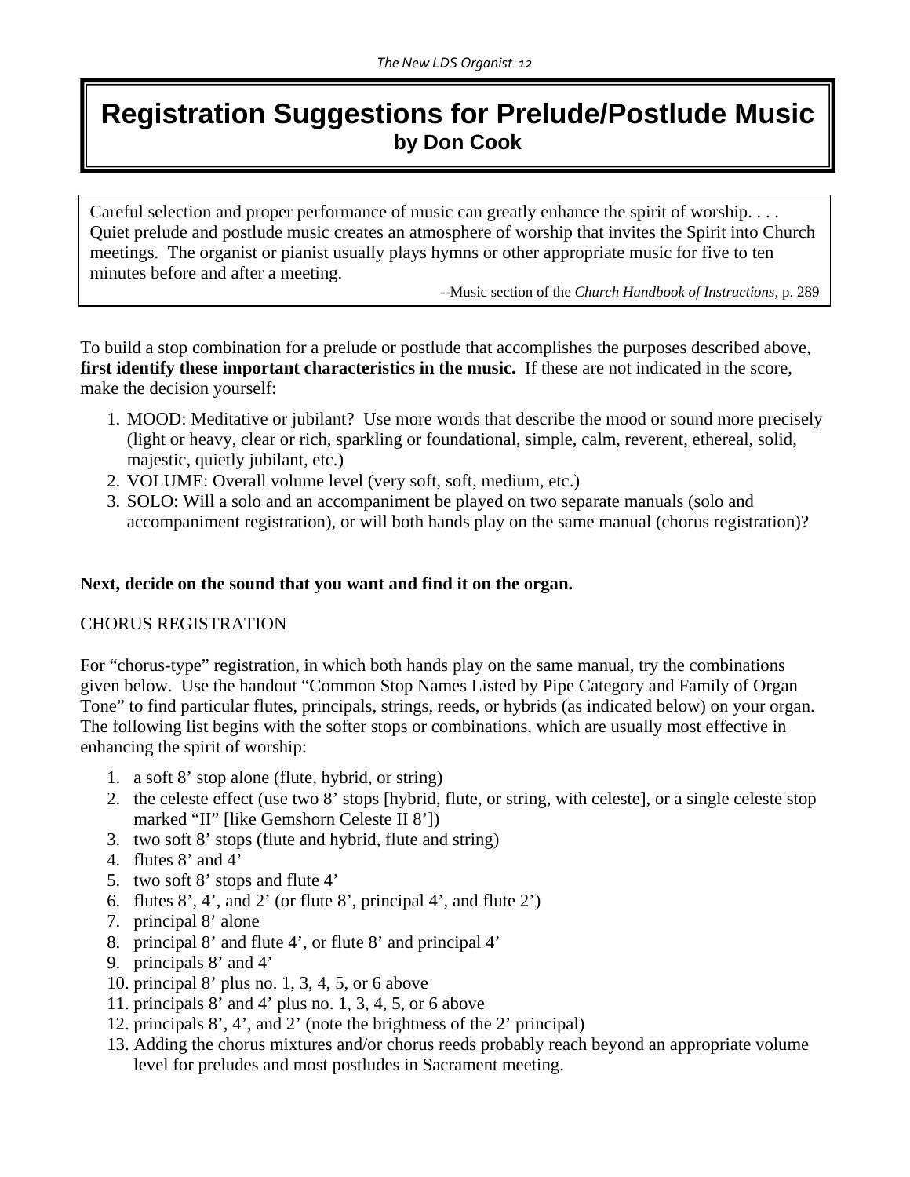# Registration Suggestions for Prelude/Postlude Music

**by Don Cook**

> Careful selection and proper performance of music can greatly enhance the spirit of worship. . . . Quiet prelude and postlude music creates an atmosphere of worship that invites the Spirit into Church meetings. The organist or pianist usually plays hymns or other appropriate music for five to ten minutes before and after a meeting.
>
> --Music section of the *Church Handbook of Instructions,* p. 289

To build a stop combination for a prelude or postlude that accomplishes the purposes described above, **first identify these important characteristics in the music.** If these are not indicated in the score, make the decision yourself:

1. MOOD: Meditative or jubilant? Use more words that describe the mood or sound more precisely (light or heavy, clear or rich, sparkling or foundational, simple, calm, reverent, ethereal, solid, majestic, quietly jubilant, etc.)
2. VOLUME: Overall volume level (very soft, soft, medium, etc.)
3. SOLO: Will a solo and an accompaniment be played on two separate manuals (solo and accompaniment registration), or will both hands play on the same manual (chorus registration)?

**Next, decide on the sound that you want and find it on the organ.**

CHORUS REGISTRATION

For "chorus-type" registration, in which both hands play on the same manual, try the combinations given below. Use the handout "Common Stop Names Listed by Pipe Category and Family of Organ Tone" to find particular flutes, principals, strings, reeds, or hybrids (as indicated below) on your organ. The following list begins with the softer stops or combinations, which are usually most effective in enhancing the spirit of worship:

1. a soft 8' stop alone (flute, hybrid, or string)
2. the celeste effect (use two 8' stops [hybrid, flute, or string, with celeste], or a single celeste stop marked "II" [like Gemshorn Celeste II 8'])
3. two soft 8' stops (flute and hybrid, flute and string)
4. flutes 8' and 4'
5. two soft 8' stops and flute 4'
6. flutes 8', 4', and 2' (or flute 8', principal 4', and flute 2')
7. principal 8' alone
8. principal 8' and flute 4', or flute 8' and principal 4'
9. principals 8' and 4'
10. principal 8' plus no. 1, 3, 4, 5, or 6 above
11. principals 8' and 4' plus no. 1, 3, 4, 5, or 6 above
12. principals 8', 4', and 2' (note the brightness of the 2' principal)
13. Adding the chorus mixtures and/or chorus reeds probably reach beyond an appropriate volume level for preludes and most postludes in Sacrament meeting.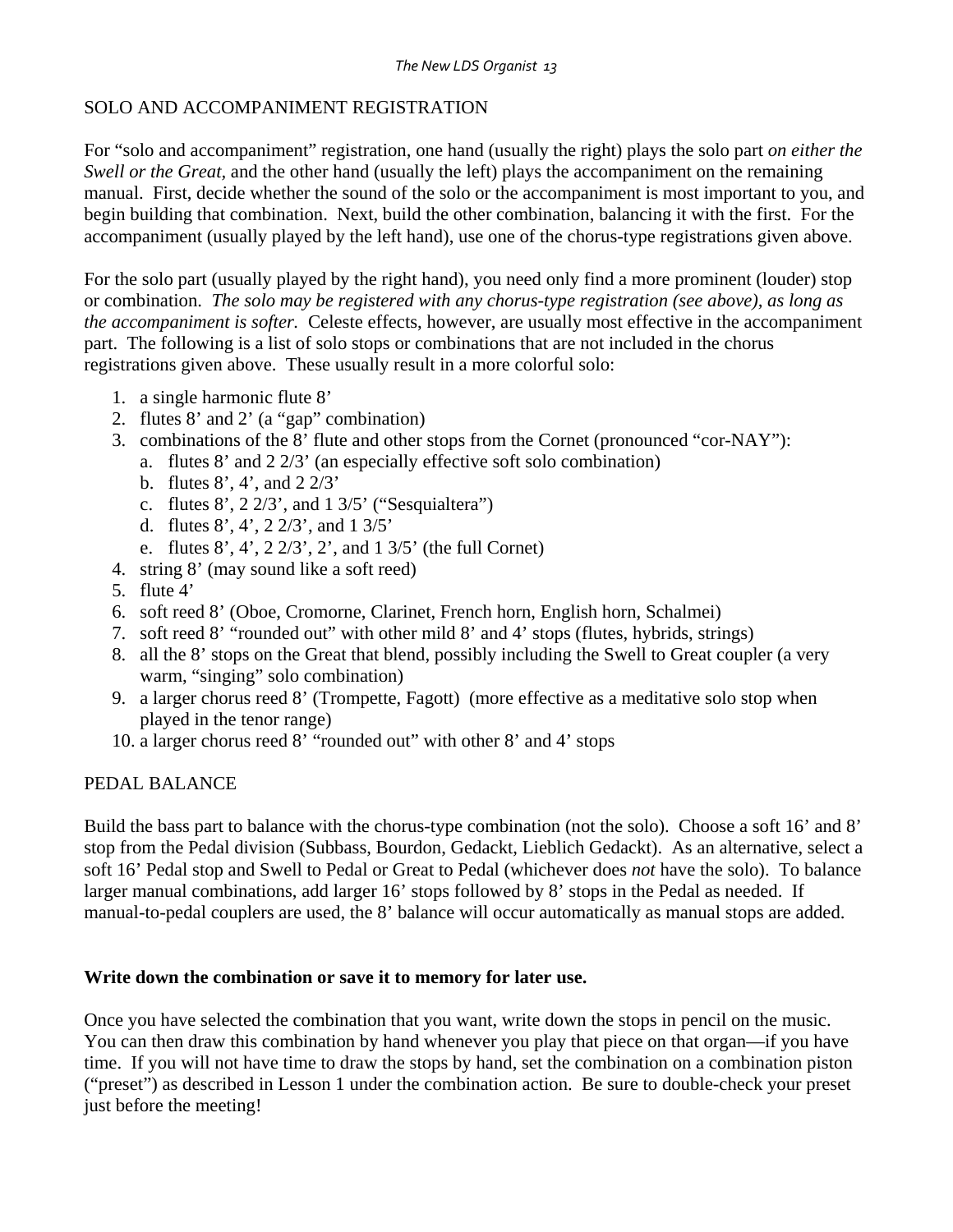## SOLO AND ACCOMPANIMENT REGISTRATION

For "solo and accompaniment" registration, one hand (usually the right) plays the solo part *on either the Swell or the Great,* and the other hand (usually the left) plays the accompaniment on the remaining manual. First, decide whether the sound of the solo or the accompaniment is most important to you, and begin building that combination. Next, build the other combination, balancing it with the first. For the accompaniment (usually played by the left hand), use one of the chorus-type registrations given above.

For the solo part (usually played by the right hand), you need only find a more prominent (louder) stop or combination. *The solo may be registered with any chorus-type registration (see above), as long as the accompaniment is softer.* Celeste effects, however, are usually most effective in the accompaniment part. The following is a list of solo stops or combinations that are not included in the chorus registrations given above. These usually result in a more colorful solo:

1. a single harmonic flute 8'
2. flutes 8' and 2' (a "gap" combination)
3. combinations of the 8' flute and other stops from the Cornet (pronounced "cor-NAY"):
    a. flutes 8' and 2 2/3' (an especially effective soft solo combination)
    b. flutes 8', 4', and 2 2/3'
    c. flutes 8', 2 2/3', and 1 3/5' ("Sesquialtera")
    d. flutes 8', 4', 2 2/3', and 1 3/5'
    e. flutes 8', 4', 2 2/3', 2', and 1 3/5' (the full Cornet)
4. string 8' (may sound like a soft reed)
5. flute 4'
6. soft reed 8' (Oboe, Cromorne, Clarinet, French horn, English horn, Schalmei)
7. soft reed 8' "rounded out" with other mild 8' and 4' stops (flutes, hybrids, strings)
8. all the 8' stops on the Great that blend, possibly including the Swell to Great coupler (a very warm, "singing" solo combination)
9. a larger chorus reed 8' (Trompette, Fagott) (more effective as a meditative solo stop when played in the tenor range)
10. a larger chorus reed 8' "rounded out" with other 8' and 4' stops

## PEDAL BALANCE

Build the bass part to balance with the chorus-type combination (not the solo). Choose a soft 16' and 8' stop from the Pedal division (Subbass, Bourdon, Gedackt, Lieblich Gedackt). As an alternative, select a soft 16' Pedal stop and Swell to Pedal or Great to Pedal (whichever does *not* have the solo). To balance larger manual combinations, add larger 16' stops followed by 8' stops in the Pedal as needed. If manual-to-pedal couplers are used, the 8' balance will occur automatically as manual stops are added.

**Write down the combination or save it to memory for later use.**

Once you have selected the combination that you want, write down the stops in pencil on the music. You can then draw this combination by hand whenever you play that piece on that organ—if you have time. If you will not have time to draw the stops by hand, set the combination on a combination piston ("preset") as described in Lesson 1 under the combination action. Be sure to double-check your preset just before the meeting!